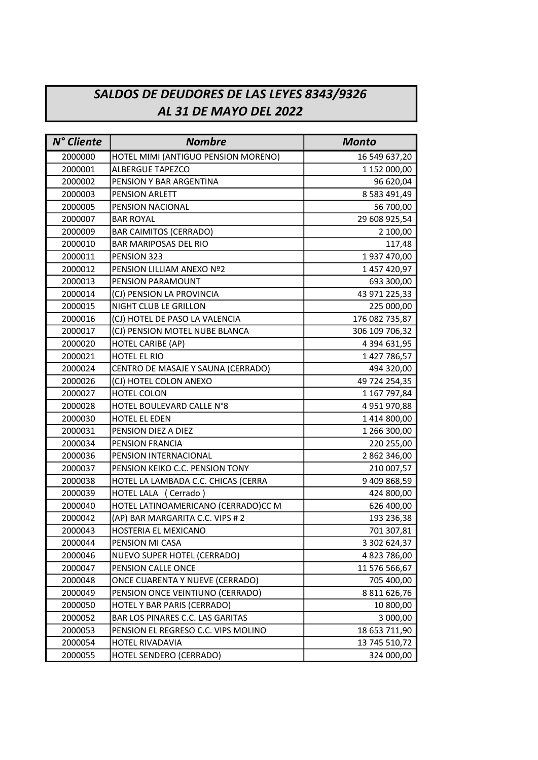# *SALDOS DE DEUDORES DE LAS LEYES 8343/9326*
# *AL 31 DE MAYO DEL 2022*

| *N° Cliente* | *Nombre* | *Monto* |
|---|---|---|
| 2000000 | HOTEL MIMI (ANTIGUO PENSION MORENO) | 16 549 637,20 |
| 2000001 | ALBERGUE TAPEZCO | 1 152 000,00 |
| 2000002 | PENSION Y BAR ARGENTINA | 96 620,04 |
| 2000003 | PENSION ARLETT | 8 583 491,49 |
| 2000005 | PENSION NACIONAL | 56 700,00 |
| 2000007 | BAR ROYAL | 29 608 925,54 |
| 2000009 | BAR CAIMITOS (CERRADO) | 2 100,00 |
| 2000010 | BAR MARIPOSAS DEL RIO | 117,48 |
| 2000011 | PENSION 323 | 1 937 470,00 |
| 2000012 | PENSION LILLIAM ANEXO Nº2 | 1 457 420,97 |
| 2000013 | PENSION PARAMOUNT | 693 300,00 |
| 2000014 | (CJ) PENSION LA PROVINCIA | 43 971 225,33 |
| 2000015 | NIGHT CLUB LE GRILLON | 225 000,00 |
| 2000016 | (CJ) HOTEL DE PASO LA VALENCIA | 176 082 735,87 |
| 2000017 | (CJ) PENSION MOTEL NUBE BLANCA | 306 109 706,32 |
| 2000020 | HOTEL CARIBE (AP) | 4 394 631,95 |
| 2000021 | HOTEL EL RIO | 1 427 786,57 |
| 2000024 | CENTRO DE MASAJE Y SAUNA (CERRADO) | 494 320,00 |
| 2000026 | (CJ) HOTEL COLON ANEXO | 49 724 254,35 |
| 2000027 | HOTEL COLON | 1 167 797,84 |
| 2000028 | HOTEL BOULEVARD CALLE N°8 | 4 951 970,88 |
| 2000030 | HOTEL EL EDEN | 1 414 800,00 |
| 2000031 | PENSION DIEZ A DIEZ | 1 266 300,00 |
| 2000034 | PENSION FRANCIA | 220 255,00 |
| 2000036 | PENSION INTERNACIONAL | 2 862 346,00 |
| 2000037 | PENSION KEIKO C.C. PENSION TONY | 210 007,57 |
| 2000038 | HOTEL LA LAMBADA C.C. CHICAS (CERRA | 9 409 868,59 |
| 2000039 | HOTEL LALA ( Cerrado ) | 424 800,00 |
| 2000040 | HOTEL LATINOAMERICANO (CERRADO)CC M | 626 400,00 |
| 2000042 | (AP) BAR MARGARITA C.C. VIPS # 2 | 193 236,38 |
| 2000043 | HOSTERIA EL MEXICANO | 701 307,81 |
| 2000044 | PENSION MI CASA | 3 302 624,37 |
| 2000046 | NUEVO SUPER HOTEL (CERRADO) | 4 823 786,00 |
| 2000047 | PENSION CALLE ONCE | 11 576 566,67 |
| 2000048 | ONCE CUARENTA Y NUEVE (CERRADO) | 705 400,00 |
| 2000049 | PENSION ONCE VEINTIUNO (CERRADO) | 8 811 626,76 |
| 2000050 | HOTEL Y BAR PARIS (CERRADO) | 10 800,00 |
| 2000052 | BAR LOS PINARES C.C. LAS GARITAS | 3 000,00 |
| 2000053 | PENSION EL REGRESO C.C. VIPS MOLINO | 18 653 711,90 |
| 2000054 | HOTEL RIVADAVIA | 13 745 510,72 |
| 2000055 | HOTEL SENDERO (CERRADO) | 324 000,00 |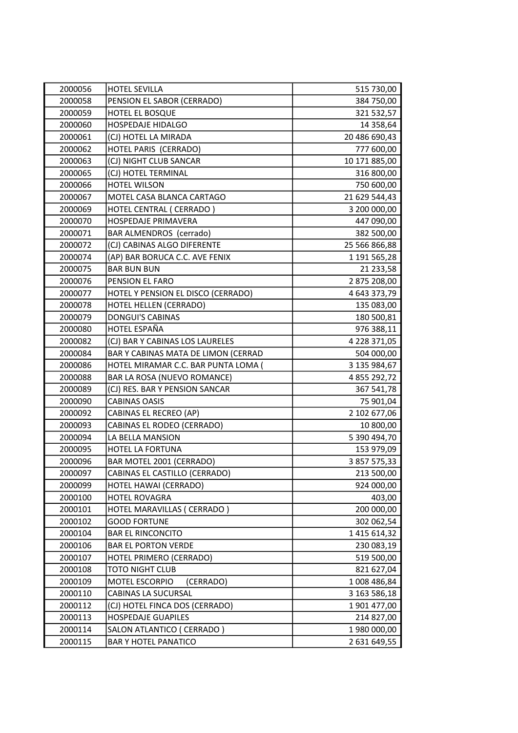| | | |
|---|---|---|
| 2000056 | HOTEL SEVILLA | 515 730,00 |
| 2000058 | PENSION EL SABOR (CERRADO) | 384 750,00 |
| 2000059 | HOTEL EL BOSQUE | 321 532,57 |
| 2000060 | HOSPEDAJE HIDALGO | 14 358,64 |
| 2000061 | (CJ) HOTEL LA MIRADA | 20 486 690,43 |
| 2000062 | HOTEL PARIS (CERRADO) | 777 600,00 |
| 2000063 | (CJ) NIGHT CLUB SANCAR | 10 171 885,00 |
| 2000065 | (CJ) HOTEL TERMINAL | 316 800,00 |
| 2000066 | HOTEL WILSON | 750 600,00 |
| 2000067 | MOTEL CASA BLANCA CARTAGO | 21 629 544,43 |
| 2000069 | HOTEL CENTRAL ( CERRADO ) | 3 200 000,00 |
| 2000070 | HOSPEDAJE PRIMAVERA | 447 090,00 |
| 2000071 | BAR ALMENDROS (cerrado) | 382 500,00 |
| 2000072 | (CJ) CABINAS ALGO DIFERENTE | 25 566 866,88 |
| 2000074 | (AP) BAR BORUCA C.C. AVE FENIX | 1 191 565,28 |
| 2000075 | BAR BUN BUN | 21 233,58 |
| 2000076 | PENSION EL FARO | 2 875 208,00 |
| 2000077 | HOTEL Y PENSION EL DISCO (CERRADO) | 4 643 373,79 |
| 2000078 | HOTEL HELLEN (CERRADO) | 135 083,00 |
| 2000079 | DONGUI'S CABINAS | 180 500,81 |
| 2000080 | HOTEL ESPAÑA | 976 388,11 |
| 2000082 | (CJ) BAR Y CABINAS LOS LAURELES | 4 228 371,05 |
| 2000084 | BAR Y CABINAS MATA DE LIMON (CERRAD | 504 000,00 |
| 2000086 | HOTEL MIRAMAR C.C. BAR PUNTA LOMA ( | 3 135 984,67 |
| 2000088 | BAR LA ROSA (NUEVO ROMANCE) | 4 855 292,72 |
| 2000089 | (CJ) RES. BAR Y PENSION SANCAR | 367 541,78 |
| 2000090 | CABINAS OASIS | 75 901,04 |
| 2000092 | CABINAS EL RECREO (AP) | 2 102 677,06 |
| 2000093 | CABINAS EL RODEO (CERRADO) | 10 800,00 |
| 2000094 | LA BELLA MANSION | 5 390 494,70 |
| 2000095 | HOTEL LA FORTUNA | 153 979,09 |
| 2000096 | BAR MOTEL 2001 (CERRADO) | 3 857 575,33 |
| 2000097 | CABINAS EL CASTILLO (CERRADO) | 213 500,00 |
| 2000099 | HOTEL HAWAI (CERRADO) | 924 000,00 |
| 2000100 | HOTEL ROVAGRA | 403,00 |
| 2000101 | HOTEL MARAVILLAS ( CERRADO ) | 200 000,00 |
| 2000102 | GOOD FORTUNE | 302 062,54 |
| 2000104 | BAR EL RINCONCITO | 1 415 614,32 |
| 2000106 | BAR EL PORTON VERDE | 230 083,19 |
| 2000107 | HOTEL PRIMERO (CERRADO) | 519 500,00 |
| 2000108 | TOTO NIGHT CLUB | 821 627,04 |
| 2000109 | MOTEL ESCORPIO (CERRADO) | 1 008 486,84 |
| 2000110 | CABINAS LA SUCURSAL | 3 163 586,18 |
| 2000112 | (CJ) HOTEL FINCA DOS (CERRADO) | 1 901 477,00 |
| 2000113 | HOSPEDAJE GUAPILES | 214 827,00 |
| 2000114 | SALON ATLANTICO ( CERRADO ) | 1 980 000,00 |
| 2000115 | BAR Y HOTEL PANATICO | 2 631 649,55 |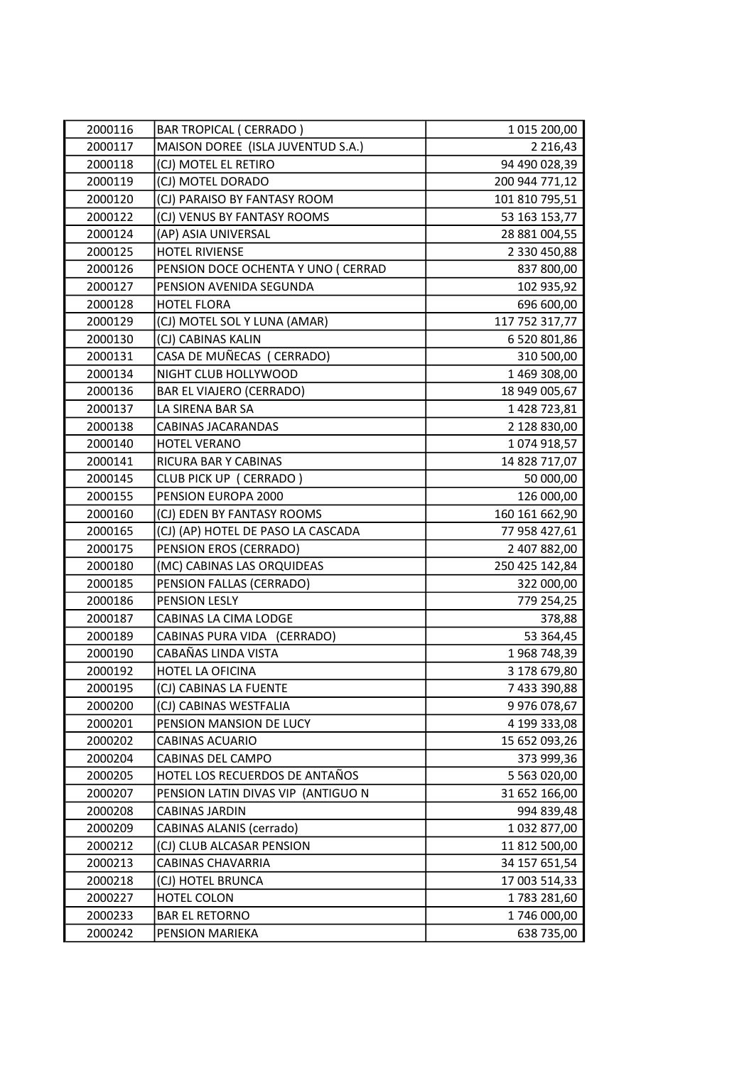| | | |
|---|---|---|
| 2000116 | BAR TROPICAL ( CERRADO ) | 1 015 200,00 |
| 2000117 | MAISON DOREE (ISLA JUVENTUD S.A.) | 2 216,43 |
| 2000118 | (CJ) MOTEL EL RETIRO | 94 490 028,39 |
| 2000119 | (CJ) MOTEL DORADO | 200 944 771,12 |
| 2000120 | (CJ) PARAISO BY FANTASY ROOM | 101 810 795,51 |
| 2000122 | (CJ) VENUS BY FANTASY ROOMS | 53 163 153,77 |
| 2000124 | (AP) ASIA UNIVERSAL | 28 881 004,55 |
| 2000125 | HOTEL RIVIENSE | 2 330 450,88 |
| 2000126 | PENSION DOCE OCHENTA Y UNO ( CERRAD | 837 800,00 |
| 2000127 | PENSION AVENIDA SEGUNDA | 102 935,92 |
| 2000128 | HOTEL FLORA | 696 600,00 |
| 2000129 | (CJ) MOTEL SOL Y LUNA (AMAR) | 117 752 317,77 |
| 2000130 | (CJ) CABINAS KALIN | 6 520 801,86 |
| 2000131 | CASA DE MUÑECAS ( CERRADO) | 310 500,00 |
| 2000134 | NIGHT CLUB HOLLYWOOD | 1 469 308,00 |
| 2000136 | BAR EL VIAJERO (CERRADO) | 18 949 005,67 |
| 2000137 | LA SIRENA BAR SA | 1 428 723,81 |
| 2000138 | CABINAS JACARANDAS | 2 128 830,00 |
| 2000140 | HOTEL VERANO | 1 074 918,57 |
| 2000141 | RICURA BAR Y CABINAS | 14 828 717,07 |
| 2000145 | CLUB PICK UP ( CERRADO ) | 50 000,00 |
| 2000155 | PENSION EUROPA 2000 | 126 000,00 |
| 2000160 | (CJ) EDEN BY FANTASY ROOMS | 160 161 662,90 |
| 2000165 | (CJ) (AP) HOTEL DE PASO LA CASCADA | 77 958 427,61 |
| 2000175 | PENSION EROS (CERRADO) | 2 407 882,00 |
| 2000180 | (MC) CABINAS LAS ORQUIDEAS | 250 425 142,84 |
| 2000185 | PENSION FALLAS (CERRADO) | 322 000,00 |
| 2000186 | PENSION LESLY | 779 254,25 |
| 2000187 | CABINAS LA CIMA LODGE | 378,88 |
| 2000189 | CABINAS PURA VIDA (CERRADO) | 53 364,45 |
| 2000190 | CABAÑAS LINDA VISTA | 1 968 748,39 |
| 2000192 | HOTEL LA OFICINA | 3 178 679,80 |
| 2000195 | (CJ) CABINAS LA FUENTE | 7 433 390,88 |
| 2000200 | (CJ) CABINAS WESTFALIA | 9 976 078,67 |
| 2000201 | PENSION MANSION DE LUCY | 4 199 333,08 |
| 2000202 | CABINAS ACUARIO | 15 652 093,26 |
| 2000204 | CABINAS DEL CAMPO | 373 999,36 |
| 2000205 | HOTEL LOS RECUERDOS DE ANTAÑOS | 5 563 020,00 |
| 2000207 | PENSION LATIN DIVAS VIP (ANTIGUO N | 31 652 166,00 |
| 2000208 | CABINAS JARDIN | 994 839,48 |
| 2000209 | CABINAS ALANIS (cerrado) | 1 032 877,00 |
| 2000212 | (CJ) CLUB ALCASAR PENSION | 11 812 500,00 |
| 2000213 | CABINAS CHAVARRIA | 34 157 651,54 |
| 2000218 | (CJ) HOTEL BRUNCA | 17 003 514,33 |
| 2000227 | HOTEL COLON | 1 783 281,60 |
| 2000233 | BAR EL RETORNO | 1 746 000,00 |
| 2000242 | PENSION MARIEKA | 638 735,00 |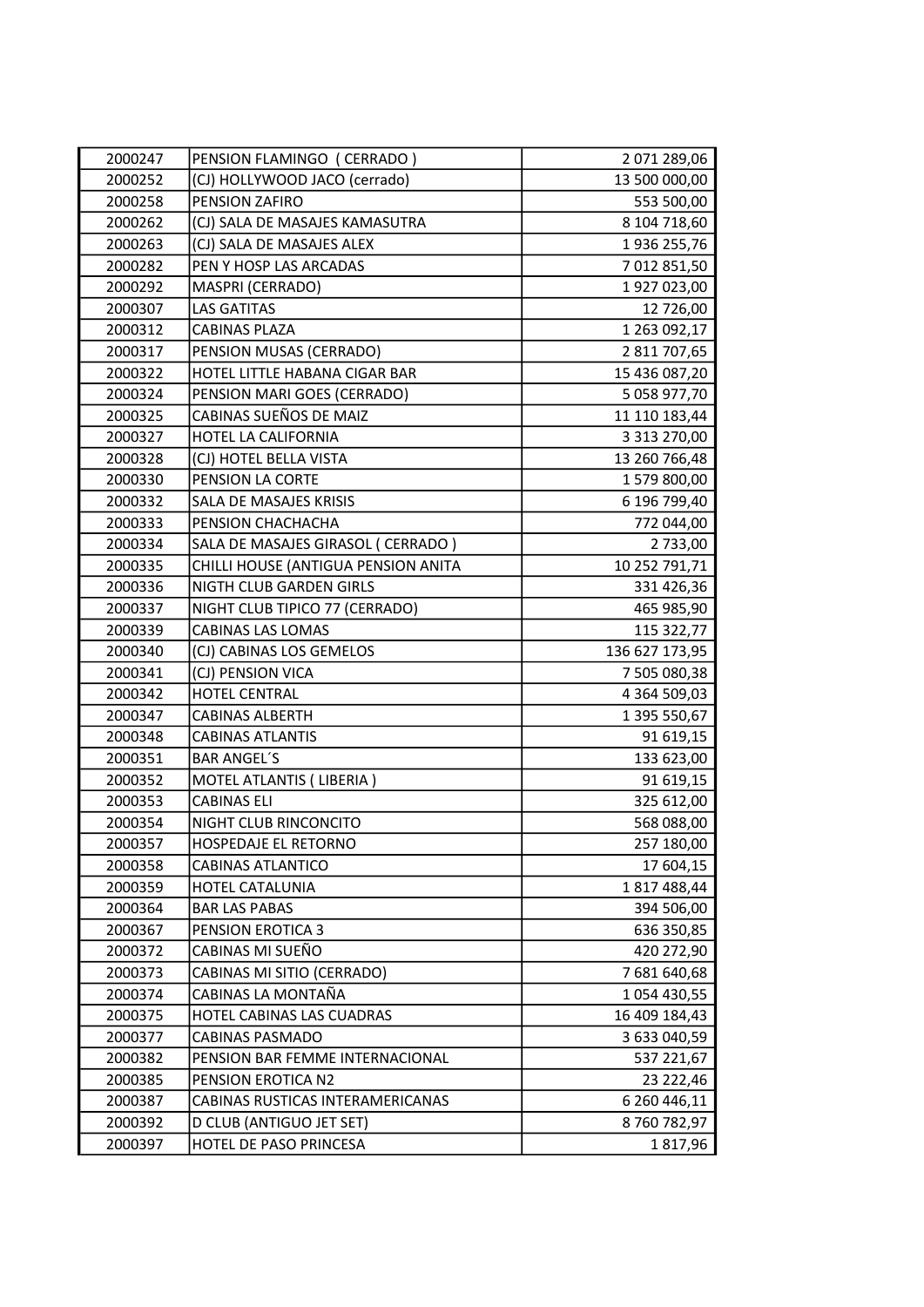| | | |
|---|---|---|
| 2000247 | PENSION FLAMINGO ( CERRADO ) | 2 071 289,06 |
| 2000252 | (CJ) HOLLYWOOD JACO (cerrado) | 13 500 000,00 |
| 2000258 | PENSION ZAFIRO | 553 500,00 |
| 2000262 | (CJ) SALA DE MASAJES KAMASUTRA | 8 104 718,60 |
| 2000263 | (CJ) SALA DE MASAJES ALEX | 1 936 255,76 |
| 2000282 | PEN Y HOSP LAS ARCADAS | 7 012 851,50 |
| 2000292 | MASPRI (CERRADO) | 1 927 023,00 |
| 2000307 | LAS GATITAS | 12 726,00 |
| 2000312 | CABINAS PLAZA | 1 263 092,17 |
| 2000317 | PENSION MUSAS (CERRADO) | 2 811 707,65 |
| 2000322 | HOTEL LITTLE HABANA CIGAR BAR | 15 436 087,20 |
| 2000324 | PENSION MARI GOES (CERRADO) | 5 058 977,70 |
| 2000325 | CABINAS SUEÑOS DE MAIZ | 11 110 183,44 |
| 2000327 | HOTEL LA CALIFORNIA | 3 313 270,00 |
| 2000328 | (CJ) HOTEL BELLA VISTA | 13 260 766,48 |
| 2000330 | PENSION LA CORTE | 1 579 800,00 |
| 2000332 | SALA DE MASAJES KRISIS | 6 196 799,40 |
| 2000333 | PENSION CHACHACHA | 772 044,00 |
| 2000334 | SALA DE MASAJES GIRASOL ( CERRADO ) | 2 733,00 |
| 2000335 | CHILLI HOUSE (ANTIGUA PENSION ANITA | 10 252 791,71 |
| 2000336 | NIGTH CLUB GARDEN GIRLS | 331 426,36 |
| 2000337 | NIGHT CLUB TIPICO 77 (CERRADO) | 465 985,90 |
| 2000339 | CABINAS LAS LOMAS | 115 322,77 |
| 2000340 | (CJ) CABINAS LOS GEMELOS | 136 627 173,95 |
| 2000341 | (CJ) PENSION VICA | 7 505 080,38 |
| 2000342 | HOTEL CENTRAL | 4 364 509,03 |
| 2000347 | CABINAS ALBERTH | 1 395 550,67 |
| 2000348 | CABINAS ATLANTIS | 91 619,15 |
| 2000351 | BAR ANGEL´S | 133 623,00 |
| 2000352 | MOTEL ATLANTIS ( LIBERIA ) | 91 619,15 |
| 2000353 | CABINAS ELI | 325 612,00 |
| 2000354 | NIGHT CLUB RINCONCITO | 568 088,00 |
| 2000357 | HOSPEDAJE EL RETORNO | 257 180,00 |
| 2000358 | CABINAS ATLANTICO | 17 604,15 |
| 2000359 | HOTEL CATALUNIA | 1 817 488,44 |
| 2000364 | BAR LAS PABAS | 394 506,00 |
| 2000367 | PENSION EROTICA 3 | 636 350,85 |
| 2000372 | CABINAS MI SUEÑO | 420 272,90 |
| 2000373 | CABINAS MI SITIO (CERRADO) | 7 681 640,68 |
| 2000374 | CABINAS LA MONTAÑA | 1 054 430,55 |
| 2000375 | HOTEL CABINAS LAS CUADRAS | 16 409 184,43 |
| 2000377 | CABINAS PASMADO | 3 633 040,59 |
| 2000382 | PENSION BAR FEMME INTERNACIONAL | 537 221,67 |
| 2000385 | PENSION EROTICA N2 | 23 222,46 |
| 2000387 | CABINAS RUSTICAS INTERAMERICANAS | 6 260 446,11 |
| 2000392 | D CLUB (ANTIGUO JET SET) | 8 760 782,97 |
| 2000397 | HOTEL DE PASO PRINCESA | 1 817,96 |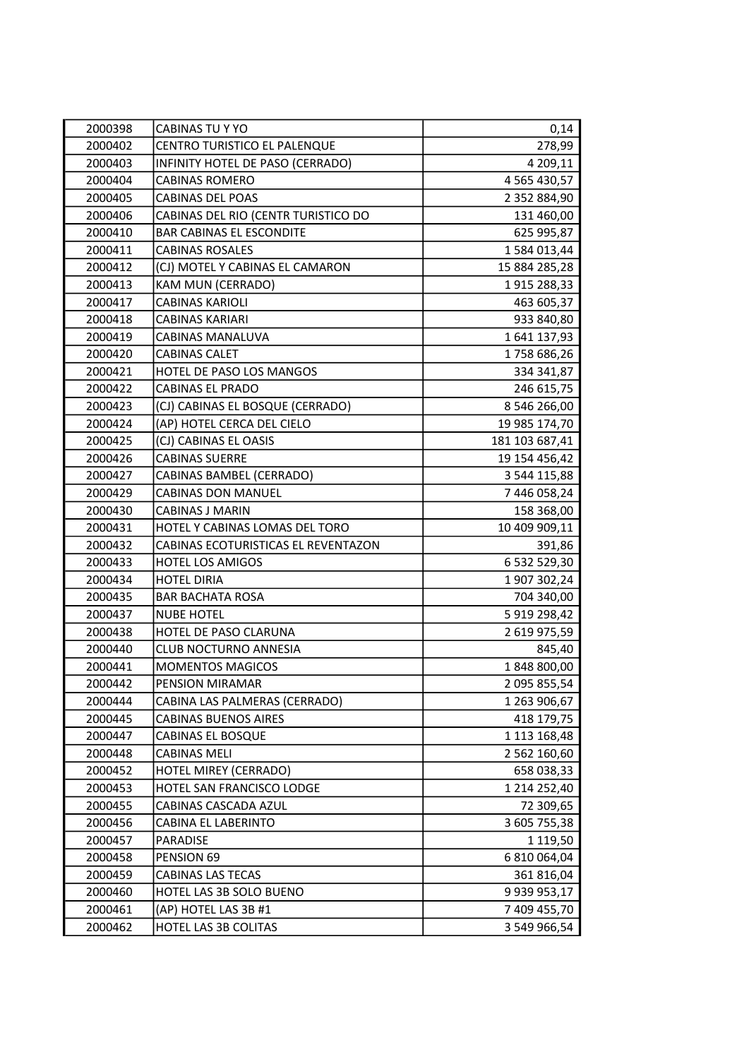| 2000398 | CABINAS TU Y YO | 0,14 |
|---|---|---|
| 2000402 | CENTRO TURISTICO EL PALENQUE | 278,99 |
| 2000403 | INFINITY HOTEL DE PASO (CERRADO) | 4 209,11 |
| 2000404 | CABINAS ROMERO | 4 565 430,57 |
| 2000405 | CABINAS DEL POAS | 2 352 884,90 |
| 2000406 | CABINAS DEL RIO (CENTR TURISTICO DO | 131 460,00 |
| 2000410 | BAR CABINAS EL ESCONDITE | 625 995,87 |
| 2000411 | CABINAS ROSALES | 1 584 013,44 |
| 2000412 | (CJ) MOTEL Y CABINAS EL CAMARON | 15 884 285,28 |
| 2000413 | KAM MUN (CERRADO) | 1 915 288,33 |
| 2000417 | CABINAS KARIOLI | 463 605,37 |
| 2000418 | CABINAS KARIARI | 933 840,80 |
| 2000419 | CABINAS MANALUVA | 1 641 137,93 |
| 2000420 | CABINAS CALET | 1 758 686,26 |
| 2000421 | HOTEL DE PASO LOS MANGOS | 334 341,87 |
| 2000422 | CABINAS EL PRADO | 246 615,75 |
| 2000423 | (CJ) CABINAS EL BOSQUE (CERRADO) | 8 546 266,00 |
| 2000424 | (AP) HOTEL CERCA DEL CIELO | 19 985 174,70 |
| 2000425 | (CJ) CABINAS EL OASIS | 181 103 687,41 |
| 2000426 | CABINAS SUERRE | 19 154 456,42 |
| 2000427 | CABINAS BAMBEL (CERRADO) | 3 544 115,88 |
| 2000429 | CABINAS DON MANUEL | 7 446 058,24 |
| 2000430 | CABINAS J MARIN | 158 368,00 |
| 2000431 | HOTEL Y CABINAS LOMAS DEL TORO | 10 409 909,11 |
| 2000432 | CABINAS ECOTURISTICAS EL REVENTAZON | 391,86 |
| 2000433 | HOTEL LOS AMIGOS | 6 532 529,30 |
| 2000434 | HOTEL DIRIA | 1 907 302,24 |
| 2000435 | BAR BACHATA ROSA | 704 340,00 |
| 2000437 | NUBE HOTEL | 5 919 298,42 |
| 2000438 | HOTEL DE PASO CLARUNA | 2 619 975,59 |
| 2000440 | CLUB NOCTURNO ANNESIA | 845,40 |
| 2000441 | MOMENTOS MAGICOS | 1 848 800,00 |
| 2000442 | PENSION MIRAMAR | 2 095 855,54 |
| 2000444 | CABINA LAS PALMERAS (CERRADO) | 1 263 906,67 |
| 2000445 | CABINAS BUENOS AIRES | 418 179,75 |
| 2000447 | CABINAS EL BOSQUE | 1 113 168,48 |
| 2000448 | CABINAS MELI | 2 562 160,60 |
| 2000452 | HOTEL MIREY (CERRADO) | 658 038,33 |
| 2000453 | HOTEL SAN FRANCISCO LODGE | 1 214 252,40 |
| 2000455 | CABINAS CASCADA AZUL | 72 309,65 |
| 2000456 | CABINA EL LABERINTO | 3 605 755,38 |
| 2000457 | PARADISE | 1 119,50 |
| 2000458 | PENSION 69 | 6 810 064,04 |
| 2000459 | CABINAS LAS TECAS | 361 816,04 |
| 2000460 | HOTEL LAS 3B SOLO BUENO | 9 939 953,17 |
| 2000461 | (AP) HOTEL LAS 3B #1 | 7 409 455,70 |
| 2000462 | HOTEL LAS 3B COLITAS | 3 549 966,54 |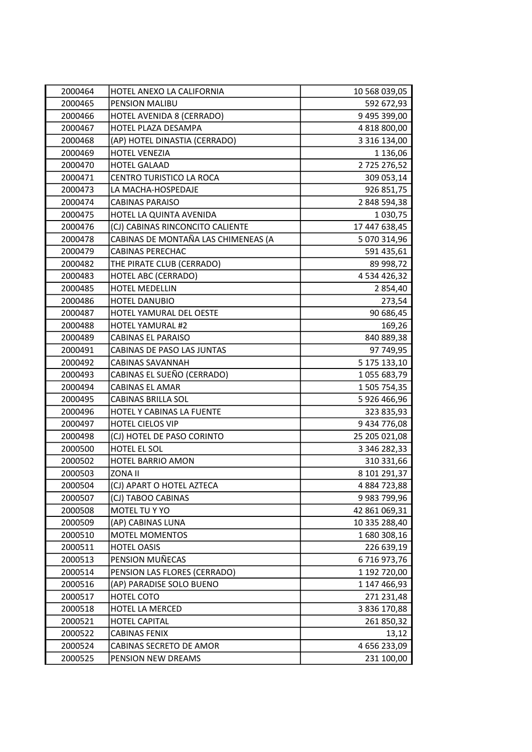| | | |
|---|---|---|
| 2000464 | HOTEL ANEXO LA CALIFORNIA | 10 568 039,05 |
| 2000465 | PENSION MALIBU | 592 672,93 |
| 2000466 | HOTEL AVENIDA 8 (CERRADO) | 9 495 399,00 |
| 2000467 | HOTEL PLAZA DESAMPA | 4 818 800,00 |
| 2000468 | (AP) HOTEL DINASTIA (CERRADO) | 3 316 134,00 |
| 2000469 | HOTEL VENEZIA | 1 136,06 |
| 2000470 | HOTEL GALAAD | 2 725 276,52 |
| 2000471 | CENTRO TURISTICO LA ROCA | 309 053,14 |
| 2000473 | LA MACHA-HOSPEDAJE | 926 851,75 |
| 2000474 | CABINAS PARAISO | 2 848 594,38 |
| 2000475 | HOTEL LA QUINTA AVENIDA | 1 030,75 |
| 2000476 | (CJ) CABINAS RINCONCITO CALIENTE | 17 447 638,45 |
| 2000478 | CABINAS DE MONTAÑA LAS CHIMENEAS (A | 5 070 314,96 |
| 2000479 | CABINAS PERECHAC | 591 435,61 |
| 2000482 | THE PIRATE CLUB (CERRADO) | 89 998,72 |
| 2000483 | HOTEL ABC (CERRADO) | 4 534 426,32 |
| 2000485 | HOTEL MEDELLIN | 2 854,40 |
| 2000486 | HOTEL DANUBIO | 273,54 |
| 2000487 | HOTEL YAMURAL DEL OESTE | 90 686,45 |
| 2000488 | HOTEL YAMURAL #2 | 169,26 |
| 2000489 | CABINAS EL PARAISO | 840 889,38 |
| 2000491 | CABINAS DE PASO LAS JUNTAS | 97 749,95 |
| 2000492 | CABINAS SAVANNAH | 5 175 133,10 |
| 2000493 | CABINAS EL SUEÑO (CERRADO) | 1 055 683,79 |
| 2000494 | CABINAS EL AMAR | 1 505 754,35 |
| 2000495 | CABINAS BRILLA SOL | 5 926 466,96 |
| 2000496 | HOTEL Y CABINAS LA FUENTE | 323 835,93 |
| 2000497 | HOTEL CIELOS VIP | 9 434 776,08 |
| 2000498 | (CJ) HOTEL DE PASO CORINTO | 25 205 021,08 |
| 2000500 | HOTEL EL SOL | 3 346 282,33 |
| 2000502 | HOTEL BARRIO AMON | 310 331,66 |
| 2000503 | ZONA II | 8 101 291,37 |
| 2000504 | (CJ) APART O HOTEL AZTECA | 4 884 723,88 |
| 2000507 | (CJ) TABOO CABINAS | 9 983 799,96 |
| 2000508 | MOTEL TU Y YO | 42 861 069,31 |
| 2000509 | (AP) CABINAS LUNA | 10 335 288,40 |
| 2000510 | MOTEL MOMENTOS | 1 680 308,16 |
| 2000511 | HOTEL OASIS | 226 639,19 |
| 2000513 | PENSION MUÑECAS | 6 716 973,76 |
| 2000514 | PENSION LAS FLORES (CERRADO) | 1 192 720,00 |
| 2000516 | (AP) PARADISE SOLO BUENO | 1 147 466,93 |
| 2000517 | HOTEL COTO | 271 231,48 |
| 2000518 | HOTEL LA MERCED | 3 836 170,88 |
| 2000521 | HOTEL CAPITAL | 261 850,32 |
| 2000522 | CABINAS FENIX | 13,12 |
| 2000524 | CABINAS SECRETO DE AMOR | 4 656 233,09 |
| 2000525 | PENSION NEW DREAMS | 231 100,00 |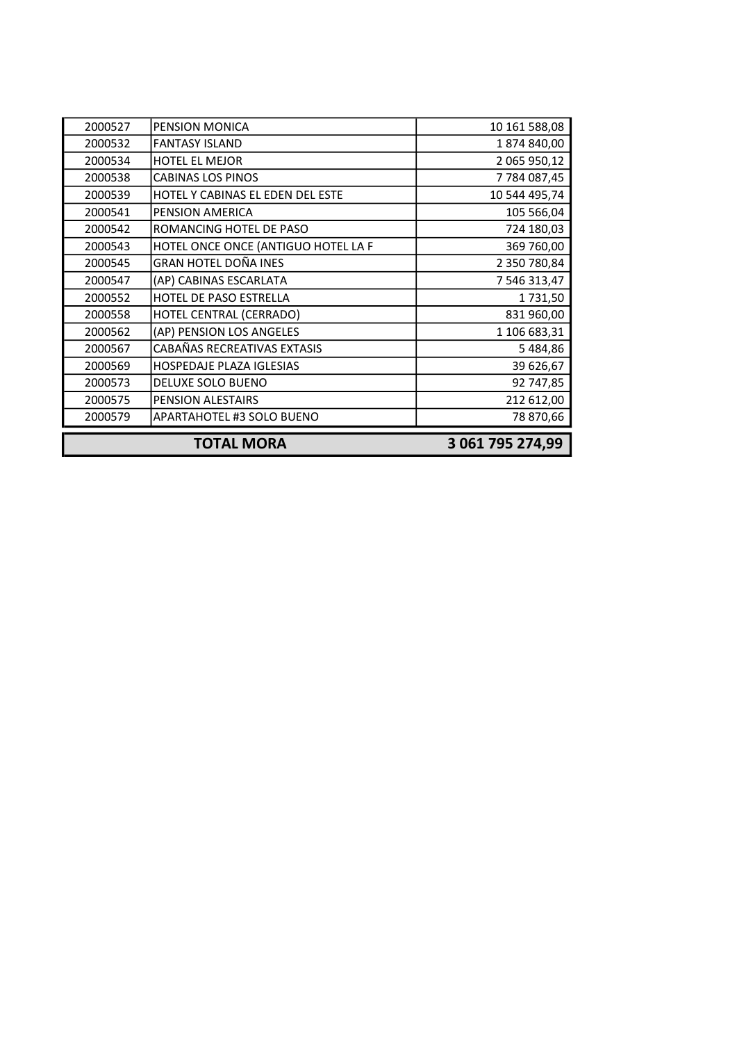| | | |
|---|---|---|
| 2000527 | PENSION MONICA | 10 161 588,08 |
| 2000532 | FANTASY ISLAND | 1 874 840,00 |
| 2000534 | HOTEL EL MEJOR | 2 065 950,12 |
| 2000538 | CABINAS LOS PINOS | 7 784 087,45 |
| 2000539 | HOTEL Y CABINAS EL EDEN DEL ESTE | 10 544 495,74 |
| 2000541 | PENSION AMERICA | 105 566,04 |
| 2000542 | ROMANCING HOTEL DE PASO | 724 180,03 |
| 2000543 | HOTEL ONCE ONCE (ANTIGUO HOTEL LA F | 369 760,00 |
| 2000545 | GRAN HOTEL DOÑA INES | 2 350 780,84 |
| 2000547 | (AP) CABINAS ESCARLATA | 7 546 313,47 |
| 2000552 | HOTEL DE PASO ESTRELLA | 1 731,50 |
| 2000558 | HOTEL CENTRAL (CERRADO) | 831 960,00 |
| 2000562 | (AP) PENSION LOS ANGELES | 1 106 683,31 |
| 2000567 | CABAÑAS RECREATIVAS EXTASIS | 5 484,86 |
| 2000569 | HOSPEDAJE PLAZA IGLESIAS | 39 626,67 |
| 2000573 | DELUXE SOLO BUENO | 92 747,85 |
| 2000575 | PENSION ALESTAIRS | 212 612,00 |
| 2000579 | APARTAHOTEL #3 SOLO BUENO | 78 870,66 |
| **TOTAL MORA** | | **3 061 795 274,99** |